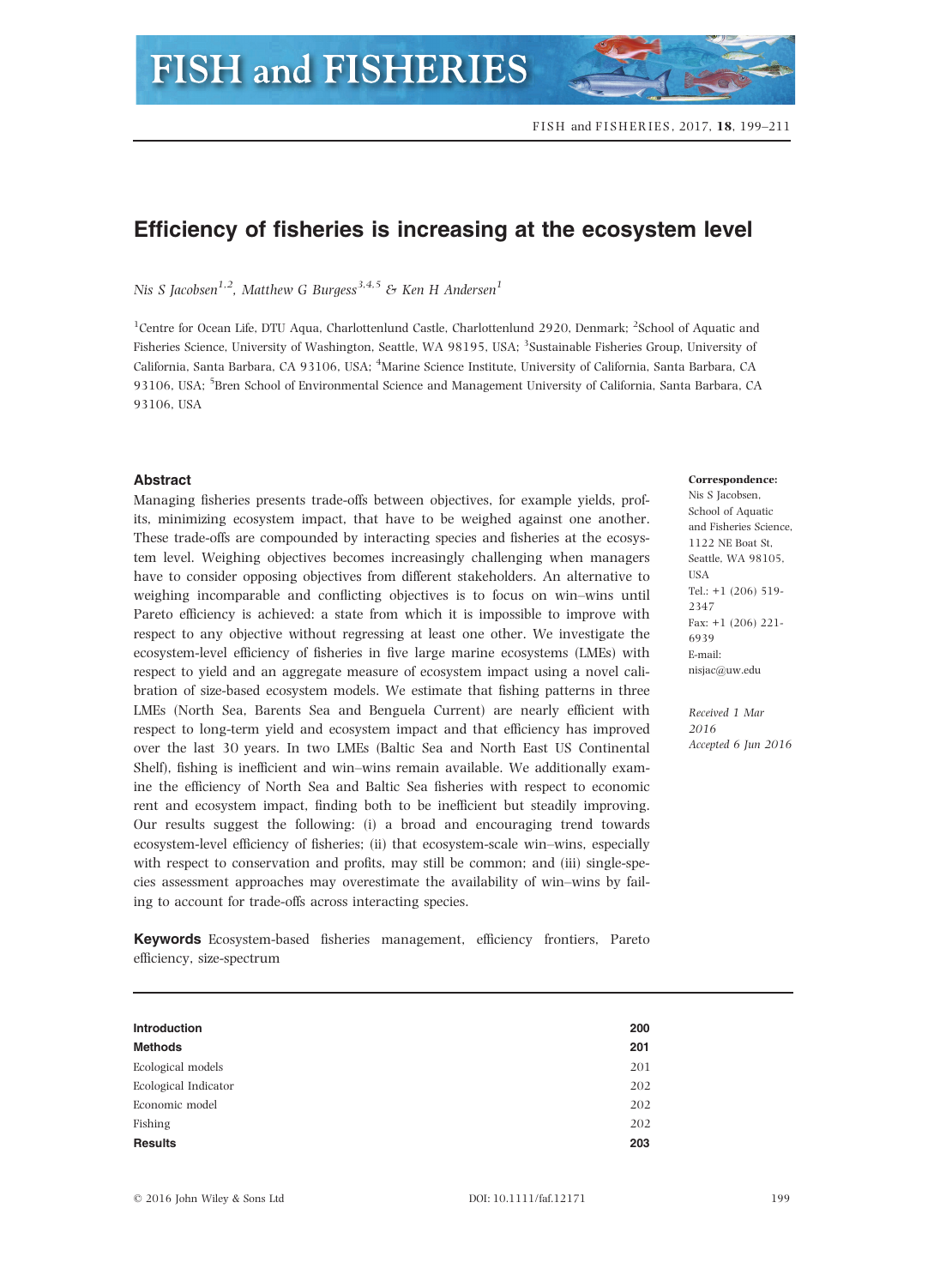# Efficiency of fisheries is increasing at the ecosystem level

*Nis S Jacobsen*[1,2], *Matthew G Burgess*[3,4,5] *& Ken H Andersen*[1]

[1]Centre for Ocean Life, DTU Aqua, Charlottenlund Castle, Charlottenlund 2920, Denmark; [2]School of Aquatic and Fisheries Science, University of Washington, Seattle, WA 98195, USA; [3]Sustainable Fisheries Group, University of California, Santa Barbara, CA 93106, USA; [4]Marine Science Institute, University of California, Santa Barbara, CA 93106, USA; [5]Bren School of Environmental Science and Management University of California, Santa Barbara, CA 93106, USA

## Abstract

Managing fisheries presents trade-offs between objectives, for example yields, profits, minimizing ecosystem impact, that have to be weighed against one another. These trade-offs are compounded by interacting species and fisheries at the ecosystem level. Weighing objectives becomes increasingly challenging when managers have to consider opposing objectives from different stakeholders. An alternative to weighing incomparable and conflicting objectives is to focus on win–wins until Pareto efficiency is achieved: a state from which it is impossible to improve with respect to any objective without regressing at least one other. We investigate the ecosystem-level efficiency of fisheries in five large marine ecosystems (LMEs) with respect to yield and an aggregate measure of ecosystem impact using a novel calibration of size-based ecosystem models. We estimate that fishing patterns in three LMEs (North Sea, Barents Sea and Benguela Current) are nearly efficient with respect to long-term yield and ecosystem impact and that efficiency has improved over the last 30 years. In two LMEs (Baltic Sea and North East US Continental Shelf), fishing is inefficient and win–wins remain available. We additionally examine the efficiency of North Sea and Baltic Sea fisheries with respect to economic rent and ecosystem impact, finding both to be inefficient but steadily improving. Our results suggest the following: (i) a broad and encouraging trend towards ecosystem-level efficiency of fisheries; (ii) that ecosystem-scale win–wins, especially with respect to conservation and profits, may still be common; and (iii) single-species assessment approaches may overestimate the availability of win–wins by failing to account for trade-offs across interacting species.

**Keywords** Ecosystem-based fisheries management, efficiency frontiers, Pareto efficiency, size-spectrum

**Correspondence:**
Nis S Jacobsen, School of Aquatic and Fisheries Science, 1122 NE Boat St, Seattle, WA 98105, USA
Tel.: +1 (206) 519-2347
Fax: +1 (206) 221-6939
E-mail: nisjac@uw.edu

*Received 1 Mar 2016*
*Accepted 6 Jun 2016*

| | |
|---|---|
| **Introduction** | **200** |
| **Methods** | **201** |
| Ecological models | 201 |
| Ecological Indicator | 202 |
| Economic model | 202 |
| Fishing | 202 |
| **Results** | **203** |

© 2016 John Wiley & Sons Ltd DOI: 10.1111/faf.12171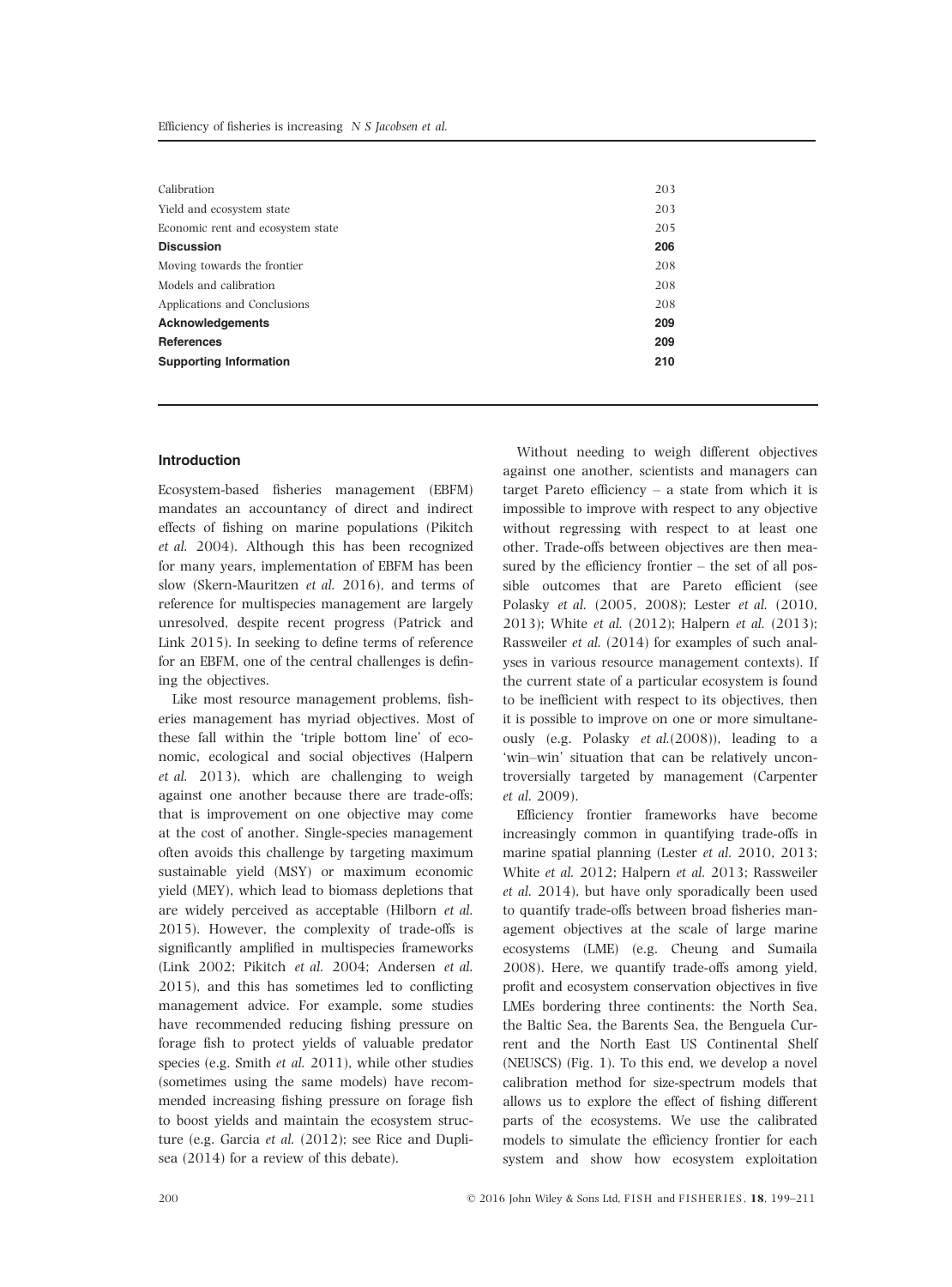| | |
|---|---|
| Calibration | 203 |
| Yield and ecosystem state | 203 |
| Economic rent and ecosystem state | 205 |
| **Discussion** | **206** |
| Moving towards the frontier | 208 |
| Models and calibration | 208 |
| Applications and Conclusions | 208 |
| **Acknowledgements** | **209** |
| **References** | **209** |
| **Supporting Information** | **210** |

## Introduction

Ecosystem-based fisheries management (EBFM) mandates an accountancy of direct and indirect effects of fishing on marine populations (Pikitch *et al.* 2004). Although this has been recognized for many years, implementation of EBFM has been slow (Skern-Mauritzen *et al.* 2016), and terms of reference for multispecies management are largely unresolved, despite recent progress (Patrick and Link 2015). In seeking to define terms of reference for an EBFM, one of the central challenges is defining the objectives.

Like most resource management problems, fisheries management has myriad objectives. Most of these fall within the 'triple bottom line' of economic, ecological and social objectives (Halpern *et al.* 2013), which are challenging to weigh against one another because there are trade-offs; that is improvement on one objective may come at the cost of another. Single-species management often avoids this challenge by targeting maximum sustainable yield (MSY) or maximum economic yield (MEY), which lead to biomass depletions that are widely perceived as acceptable (Hilborn *et al.* 2015). However, the complexity of trade-offs is significantly amplified in multispecies frameworks (Link 2002; Pikitch *et al.* 2004; Andersen *et al.* 2015), and this has sometimes led to conflicting management advice. For example, some studies have recommended reducing fishing pressure on forage fish to protect yields of valuable predator species (e.g. Smith *et al.* 2011), while other studies (sometimes using the same models) have recommended increasing fishing pressure on forage fish to boost yields and maintain the ecosystem structure (e.g. Garcia *et al.* (2012); see Rice and Duplisea (2014) for a review of this debate).

Without needing to weigh different objectives against one another, scientists and managers can target Pareto efficiency – a state from which it is impossible to improve with respect to any objective without regressing with respect to at least one other. Trade-offs between objectives are then measured by the efficiency frontier – the set of all possible outcomes that are Pareto efficient (see Polasky *et al.* (2005, 2008); Lester *et al.* (2010, 2013); White *et al.* (2012); Halpern *et al.* (2013); Rassweiler *et al.* (2014) for examples of such analyses in various resource management contexts). If the current state of a particular ecosystem is found to be inefficient with respect to its objectives, then it is possible to improve on one or more simultaneously (e.g. Polasky *et al.*(2008)), leading to a 'win–win' situation that can be relatively uncontroversially targeted by management (Carpenter *et al.* 2009).

Efficiency frontier frameworks have become increasingly common in quantifying trade-offs in marine spatial planning (Lester *et al.* 2010, 2013; White *et al.* 2012; Halpern *et al.* 2013; Rassweiler *et al.* 2014), but have only sporadically been used to quantify trade-offs between broad fisheries management objectives at the scale of large marine ecosystems (LME) (e.g. Cheung and Sumaila 2008). Here, we quantify trade-offs among yield, profit and ecosystem conservation objectives in five LMEs bordering three continents: the North Sea, the Baltic Sea, the Barents Sea, the Benguela Current and the North East US Continental Shelf (NEUSCS) (Fig. 1). To this end, we develop a novel calibration method for size-spectrum models that allows us to explore the effect of fishing different parts of the ecosystems. We use the calibrated models to simulate the efficiency frontier for each system and show how ecosystem exploitation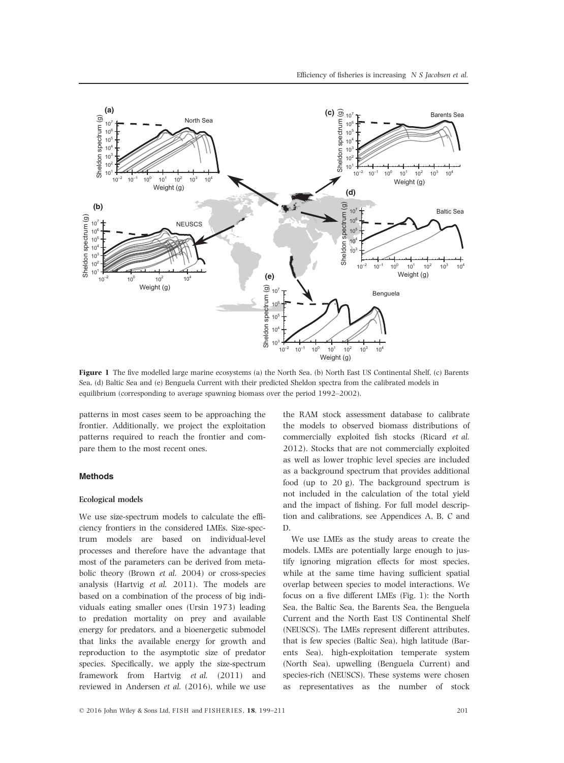**Figure 1** The five modelled large marine ecosystems (a) the North Sea, (b) North East US Continental Shelf, (c) Barents Sea, (d) Baltic Sea and (e) Benguela Current with their predicted Sheldon spectra from the calibrated models in equilibrium (corresponding to average spawning biomass over the period 1992–2002).

patterns in most cases seem to be approaching the frontier. Additionally, we project the exploitation patterns required to reach the frontier and compare them to the most recent ones.

## Methods

### Ecological models

We use size-spectrum models to calculate the efficiency frontiers in the considered LMEs. Size-spectrum models are based on individual-level processes and therefore have the advantage that most of the parameters can be derived from metabolic theory (Brown *et al.* 2004) or cross-species analysis (Hartvig *et al.* 2011). The models are based on a combination of the process of big individuals eating smaller ones (Ursin 1973) leading to predation mortality on prey and available energy for predators, and a bioenergetic submodel that links the available energy for growth and reproduction to the asymptotic size of predator species. Specifically, we apply the size-spectrum framework from Hartvig *et al.* (2011) and reviewed in Andersen *et al.* (2016), while we use the RAM stock assessment database to calibrate the models to observed biomass distributions of commercially exploited fish stocks (Ricard *et al.* 2012). Stocks that are not commercially exploited as well as lower trophic level species are included as a background spectrum that provides additional food (up to 20 g). The background spectrum is not included in the calculation of the total yield and the impact of fishing. For full model description and calibrations, see Appendices A, B, C and D.

We use LMEs as the study areas to create the models. LMEs are potentially large enough to justify ignoring migration effects for most species, while at the same time having sufficient spatial overlap between species to model interactions. We focus on a five different LMEs (Fig. 1): the North Sea, the Baltic Sea, the Barents Sea, the Benguela Current and the North East US Continental Shelf (NEUSCS). The LMEs represent different attributes, that is few species (Baltic Sea), high latitude (Barents Sea), high-exploitation temperate system (North Sea), upwelling (Benguela Current) and species-rich (NEUSCS). These systems were chosen as representatives as the number of stock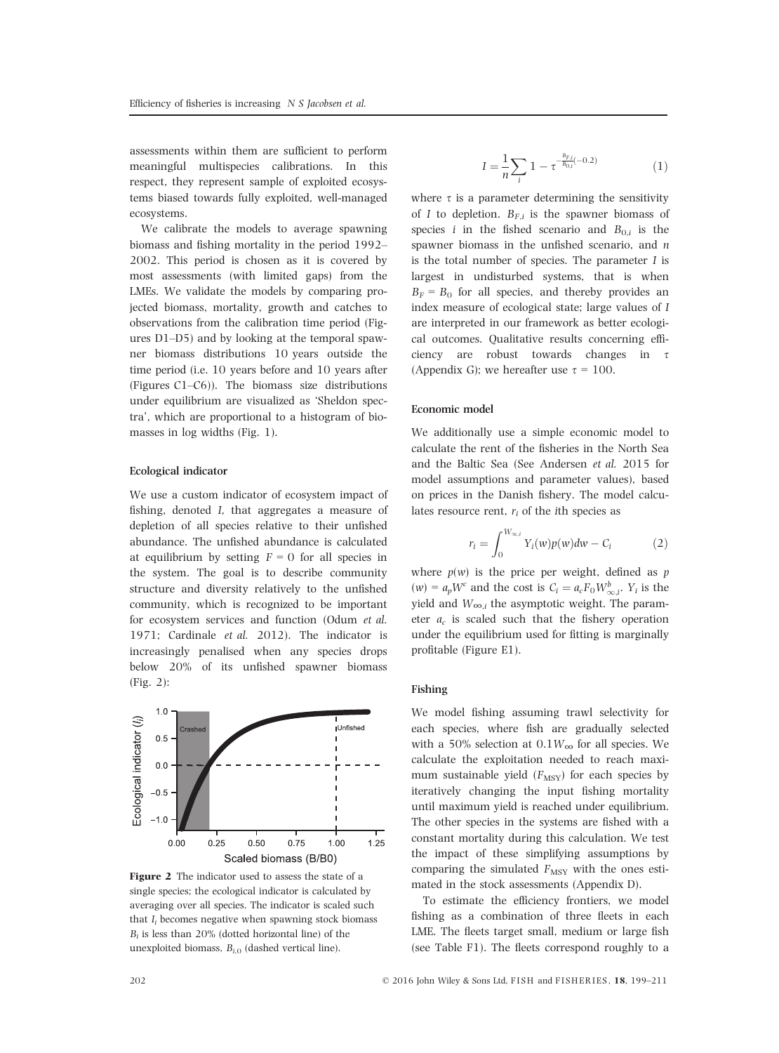assessments within them are sufficient to perform meaningful multispecies calibrations. In this respect, they represent sample of exploited ecosystems biased towards fully exploited, well-managed ecosystems.

We calibrate the models to average spawning biomass and fishing mortality in the period 1992–2002. This period is chosen as it is covered by most assessments (with limited gaps) from the LMEs. We validate the models by comparing projected biomass, mortality, growth and catches to observations from the calibration time period (Figures D1–D5) and by looking at the temporal spawner biomass distributions 10 years outside the time period (i.e. 10 years before and 10 years after (Figures C1–C6)). The biomass size distributions under equilibrium are visualized as 'Sheldon spectra', which are proportional to a histogram of biomasses in log widths (Fig. 1).

#### Ecological indicator

We use a custom indicator of ecosystem impact of fishing, denoted $I$, that aggregates a measure of depletion of all species relative to their unfished abundance. The unfished abundance is calculated at equilibrium by setting $F = 0$ for all species in the system. The goal is to describe community structure and diversity relatively to the unfished community, which is recognized to be important for ecosystem services and function (Odum *et al.* 1971; Cardinale *et al.* 2012). The indicator is increasingly penalised when any species drops below 20% of its unfished spawner biomass (Fig. 2):

**Figure 2** The indicator used to assess the state of a single species; the ecological indicator is calculated by averaging over all species. The indicator is scaled such that $I_i$ becomes negative when spawning stock biomass $B_i$ is less than 20% (dotted horizontal line) of the unexploited biomass, $B_{i,0}$ (dashed vertical line).

$$I = \frac{1}{n}\sum_{i} 1 - \tau^{-\frac{B_{F,i}}{B_{0,i}}(-0.2)} \tag{1}$$

where $\tau$ is a parameter determining the sensitivity of $I$ to depletion. $B_{F,i}$ is the spawner biomass of species $i$ in the fished scenario and $B_{0,i}$ is the spawner biomass in the unfished scenario, and $n$ is the total number of species. The parameter $I$ is largest in undisturbed systems, that is when $B_F = B_0$ for all species, and thereby provides an index measure of ecological state; large values of $I$ are interpreted in our framework as better ecological outcomes. Qualitative results concerning efficiency are robust towards changes in $\tau$ (Appendix G); we hereafter use $\tau = 100$.

#### Economic model

We additionally use a simple economic model to calculate the rent of the fisheries in the North Sea and the Baltic Sea (See Andersen *et al.* 2015 for model assumptions and parameter values), based on prices in the Danish fishery. The model calculates resource rent, $r_i$ of the $i$th species as

$$r_i = \int_0^{W_{\infty,i}} Y_i(w)p(w)dw - C_i \tag{2}$$

where $p(w)$ is the price per weight, defined as $p(w) = a_p W^c$ and the cost is $C_i = a_c F_0 W_{\infty,i}^b$. $Y_i$ is the yield and $W_{\infty,i}$ the asymptotic weight. The parameter $a_c$ is scaled such that the fishery operation under the equilibrium used for fitting is marginally profitable (Figure E1).

#### Fishing

We model fishing assuming trawl selectivity for each species, where fish are gradually selected with a 50% selection at $0.1W_\infty$ for all species. We calculate the exploitation needed to reach maximum sustainable yield ($F_{MSY}$) for each species by iteratively changing the input fishing mortality until maximum yield is reached under equilibrium. The other species in the systems are fished with a constant mortality during this calculation. We test the impact of these simplifying assumptions by comparing the simulated $F_{MSY}$ with the ones estimated in the stock assessments (Appendix D).

To estimate the efficiency frontiers, we model fishing as a combination of three fleets in each LME. The fleets target small, medium or large fish (see Table F1). The fleets correspond roughly to a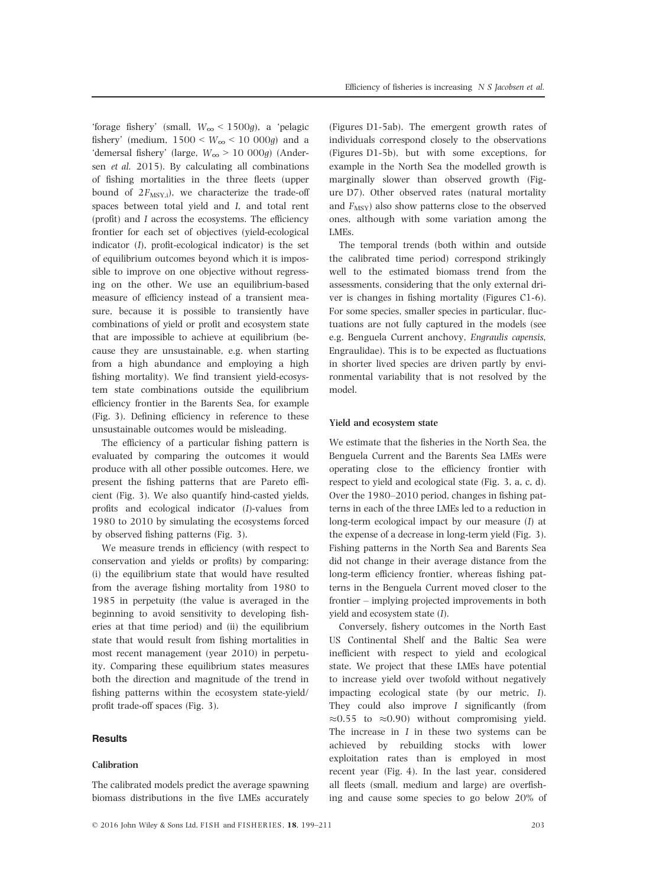'forage fishery' (small, $W_\infty < 1500g$), a 'pelagic fishery' (medium, $1500 < W_\infty < 10\,000g$) and a 'demersal fishery' (large, $W_\infty > 10\,000g$) (Andersen *et al.* 2015). By calculating all combinations of fishing mortalities in the three fleets (upper bound of $2F_{\mathrm{MSY},i}$), we characterize the trade-off spaces between total yield and *I*, and total rent (profit) and *I* across the ecosystems. The efficiency frontier for each set of objectives (yield-ecological indicator (*I*), profit-ecological indicator) is the set of equilibrium outcomes beyond which it is impossible to improve on one objective without regressing on the other. We use an equilibrium-based measure of efficiency instead of a transient measure, because it is possible to transiently have combinations of yield or profit and ecosystem state that are impossible to achieve at equilibrium (because they are unsustainable, e.g. when starting from a high abundance and employing a high fishing mortality). We find transient yield-ecosystem state combinations outside the equilibrium efficiency frontier in the Barents Sea, for example (Fig. 3). Defining efficiency in reference to these unsustainable outcomes would be misleading.

The efficiency of a particular fishing pattern is evaluated by comparing the outcomes it would produce with all other possible outcomes. Here, we present the fishing patterns that are Pareto efficient (Fig. 3). We also quantify hind-casted yields, profits and ecological indicator (*I*)-values from 1980 to 2010 by simulating the ecosystems forced by observed fishing patterns (Fig. 3).

We measure trends in efficiency (with respect to conservation and yields or profits) by comparing: (i) the equilibrium state that would have resulted from the average fishing mortality from 1980 to 1985 in perpetuity (the value is averaged in the beginning to avoid sensitivity to developing fisheries at that time period) and (ii) the equilibrium state that would result from fishing mortalities in most recent management (year 2010) in perpetuity. Comparing these equilibrium states measures both the direction and magnitude of the trend in fishing patterns within the ecosystem state-yield/profit trade-off spaces (Fig. 3).

## Results

### Calibration

The calibrated models predict the average spawning biomass distributions in the five LMEs accurately (Figures D1-5ab). The emergent growth rates of individuals correspond closely to the observations (Figures D1-5b), but with some exceptions, for example in the North Sea the modelled growth is marginally slower than observed growth (Figure D7). Other observed rates (natural mortality and $F_{\mathrm{MSY}}$) also show patterns close to the observed ones, although with some variation among the LMEs.

The temporal trends (both within and outside the calibrated time period) correspond strikingly well to the estimated biomass trend from the assessments, considering that the only external driver is changes in fishing mortality (Figures C1-6). For some species, smaller species in particular, fluctuations are not fully captured in the models (see e.g. Benguela Current anchovy, *Engraulis capensis*, Engraulidae). This is to be expected as fluctuations in shorter lived species are driven partly by environmental variability that is not resolved by the model.

### Yield and ecosystem state

We estimate that the fisheries in the North Sea, the Benguela Current and the Barents Sea LMEs were operating close to the efficiency frontier with respect to yield and ecological state (Fig. 3, a, c, d). Over the 1980–2010 period, changes in fishing patterns in each of the three LMEs led to a reduction in long-term ecological impact by our measure (*I*) at the expense of a decrease in long-term yield (Fig. 3). Fishing patterns in the North Sea and Barents Sea did not change in their average distance from the long-term efficiency frontier, whereas fishing patterns in the Benguela Current moved closer to the frontier – implying projected improvements in both yield and ecosystem state (*I*).

Conversely, fishery outcomes in the North East US Continental Shelf and the Baltic Sea were inefficient with respect to yield and ecological state. We project that these LMEs have potential to increase yield over twofold without negatively impacting ecological state (by our metric, *I*). They could also improve *I* significantly (from $\approx$0.55 to $\approx$0.90) without compromising yield. The increase in *I* in these two systems can be achieved by rebuilding stocks with lower exploitation rates than is employed in most recent year (Fig. 4). In the last year, considered all fleets (small, medium and large) are overfishing and cause some species to go below 20% of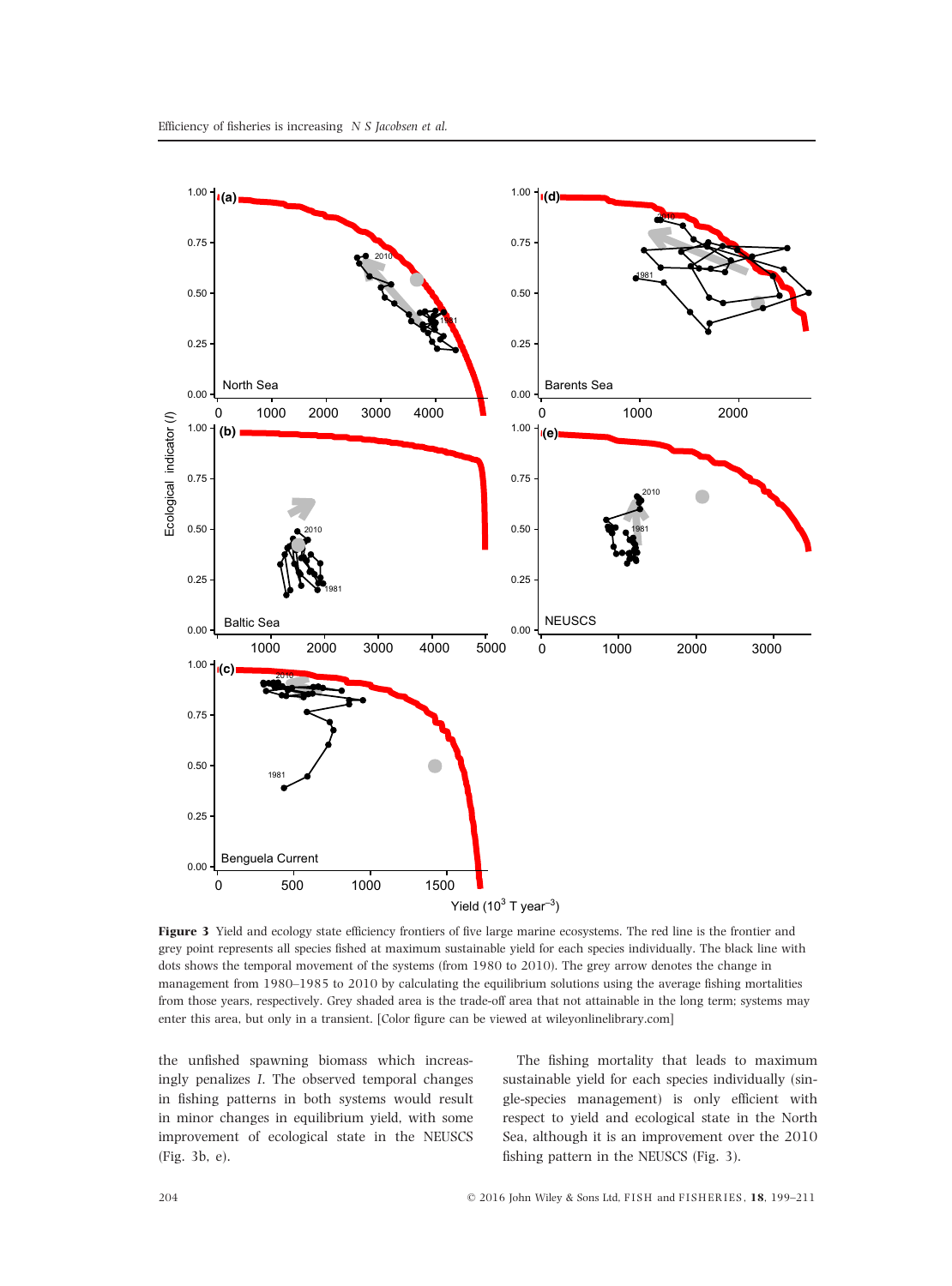**Figure 3** Yield and ecology state efficiency frontiers of five large marine ecosystems. The red line is the frontier and grey point represents all species fished at maximum sustainable yield for each species individually. The black line with dots shows the temporal movement of the systems (from 1980 to 2010). The grey arrow denotes the change in management from 1980–1985 to 2010 by calculating the equilibrium solutions using the average fishing mortalities from those years, respectively. Grey shaded area is the trade-off area that not attainable in the long term; systems may enter this area, but only in a transient. [Color figure can be viewed at wileyonlinelibrary.com]

the unfished spawning biomass which increasingly penalizes *I*. The observed temporal changes in fishing patterns in both systems would result in minor changes in equilibrium yield, with some improvement of ecological state in the NEUSCS (Fig. 3b, e).

The fishing mortality that leads to maximum sustainable yield for each species individually (single-species management) is only efficient with respect to yield and ecological state in the North Sea, although it is an improvement over the 2010 fishing pattern in the NEUSCS (Fig. 3).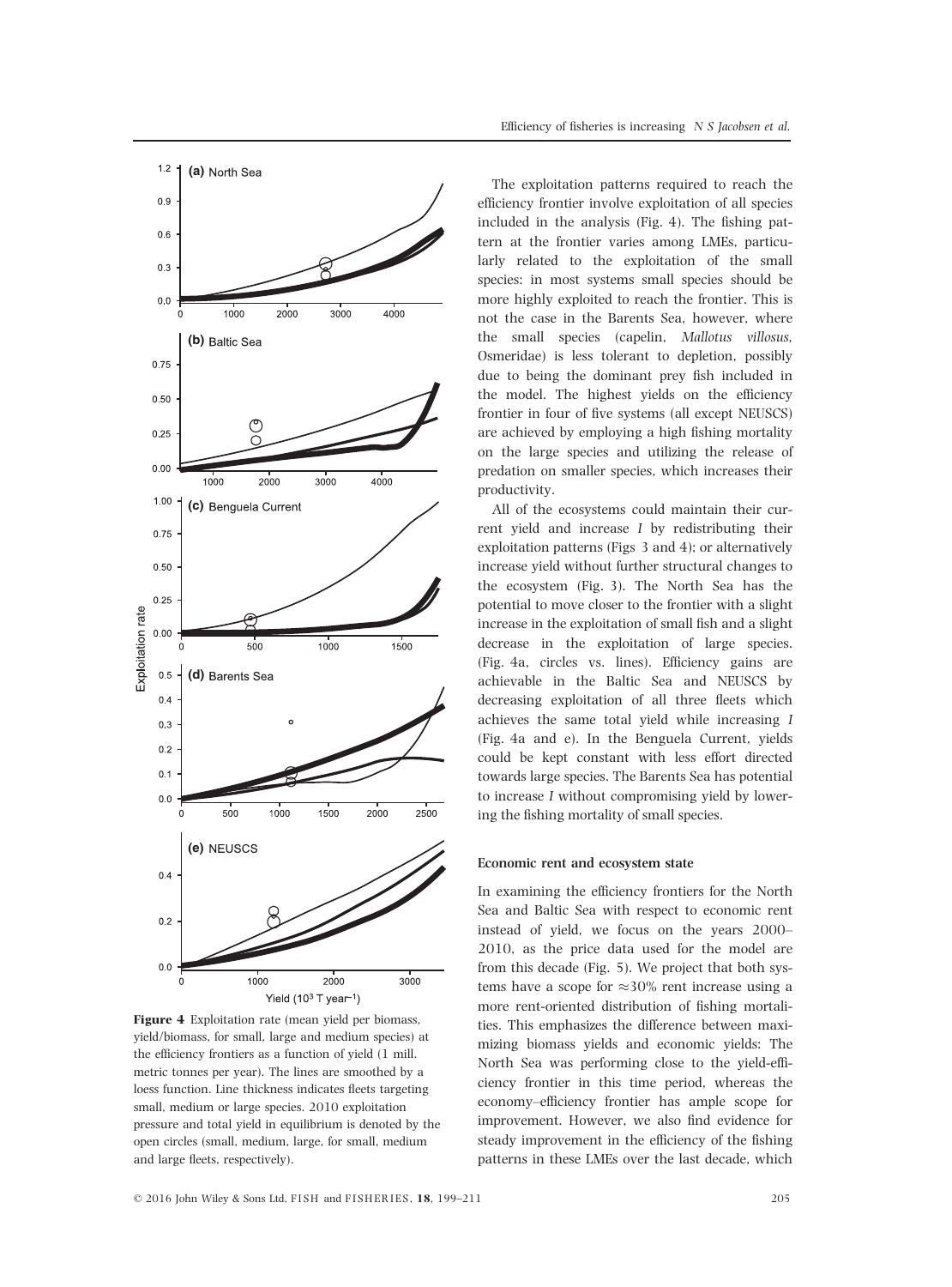Figure 4 Exploitation rate (mean yield per biomass, yield/biomass, for small, large and medium species) at the efficiency frontiers as a function of yield (1 mill. metric tonnes per year). The lines are smoothed by a loess function. Line thickness indicates fleets targeting small, medium or large species. 2010 exploitation pressure and total yield in equilibrium is denoted by the open circles (small, medium, large, for small, medium and large fleets, respectively).

The exploitation patterns required to reach the efficiency frontier involve exploitation of all species included in the analysis (Fig. 4). The fishing pattern at the frontier varies among LMEs, particularly related to the exploitation of the small species: in most systems small species should be more highly exploited to reach the frontier. This is not the case in the Barents Sea, however, where the small species (capelin, *Mallotus villosus*, Osmeridae) is less tolerant to depletion, possibly due to being the dominant prey fish included in the model. The highest yields on the efficiency frontier in four of five systems (all except NEUSCS) are achieved by employing a high fishing mortality on the large species and utilizing the release of predation on smaller species, which increases their productivity.

All of the ecosystems could maintain their current yield and increase *I* by redistributing their exploitation patterns (Figs 3 and 4); or alternatively increase yield without further structural changes to the ecosystem (Fig. 3). The North Sea has the potential to move closer to the frontier with a slight increase in the exploitation of small fish and a slight decrease in the exploitation of large species. (Fig. 4a, circles vs. lines). Efficiency gains are achievable in the Baltic Sea and NEUSCS by decreasing exploitation of all three fleets which achieves the same total yield while increasing *I* (Fig. 4a and e). In the Benguela Current, yields could be kept constant with less effort directed towards large species. The Barents Sea has potential to increase *I* without compromising yield by lowering the fishing mortality of small species.

#### Economic rent and ecosystem state

In examining the efficiency frontiers for the North Sea and Baltic Sea with respect to economic rent instead of yield, we focus on the years 2000–2010, as the price data used for the model are from this decade (Fig. 5). We project that both systems have a scope for $\approx$30% rent increase using a more rent-oriented distribution of fishing mortalities. This emphasizes the difference between maximizing biomass yields and economic yields: The North Sea was performing close to the yield-efficiency frontier in this time period, whereas the economy–efficiency frontier has ample scope for improvement. However, we also find evidence for steady improvement in the efficiency of the fishing patterns in these LMEs over the last decade, which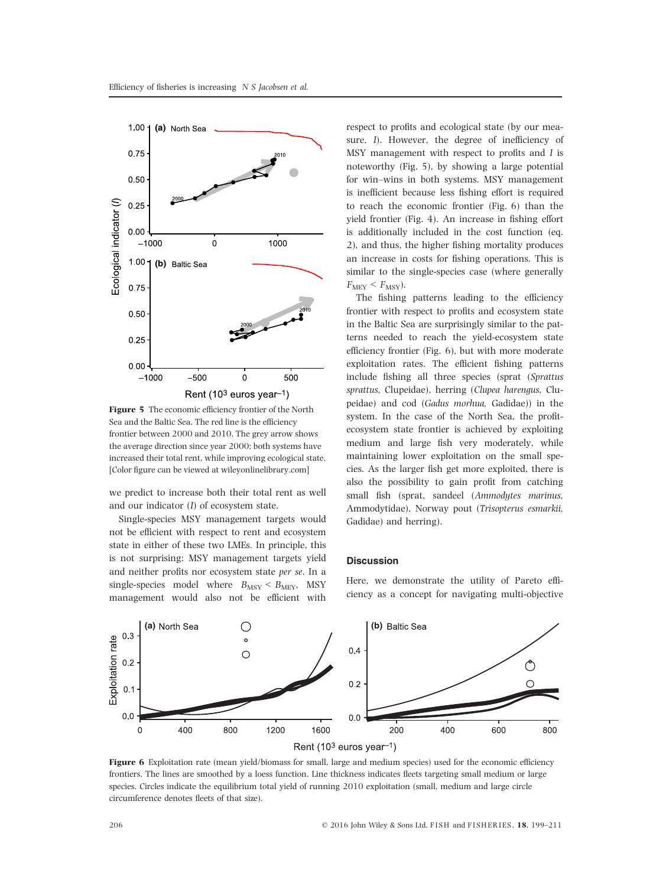Figure 5 The economic efficiency frontier of the North Sea and the Baltic Sea. The red line is the efficiency frontier between 2000 and 2010. The grey arrow shows the average direction since year 2000; both systems have increased their total rent, while improving ecological state. [Color figure can be viewed at wileyonlinelibrary.com]

we predict to increase both their total rent as well and our indicator ($I$) of ecosystem state.

Single-species MSY management targets would not be efficient with respect to rent and ecosystem state in either of these two LMEs. In principle, this is not surprising: MSY management targets yield and neither profits nor ecosystem state *per se*. In a single-species model where $B_{MSY} < B_{MEY}$, MSY management would also not be efficient with respect to profits and ecological state (by our measure, $I$). However, the degree of inefficiency of MSY management with respect to profits and $I$ is noteworthy (Fig. 5), by showing a large potential for win–wins in both systems. MSY management is inefficient because less fishing effort is required to reach the economic frontier (Fig. 6) than the yield frontier (Fig. 4). An increase in fishing effort is additionally included in the cost function (eq. 2), and thus, the higher fishing mortality produces an increase in costs for fishing operations. This is similar to the single-species case (where generally $F_{MEY} < F_{MSY}$).

The fishing patterns leading to the efficiency frontier with respect to profits and ecosystem state in the Baltic Sea are surprisingly similar to the patterns needed to reach the yield-ecosystem state efficiency frontier (Fig. 6), but with more moderate exploitation rates. The efficient fishing patterns include fishing all three species (sprat (*Sprattus sprattus*, Clupeidae), herring (*Clupea harengus*, Clupeidae) and cod (*Gadus morhua*, Gadidae)) in the system. In the case of the North Sea, the profit-ecosystem state frontier is achieved by exploiting medium and large fish very moderately, while maintaining lower exploitation on the small species. As the larger fish get more exploited, there is also the possibility to gain profit from catching small fish (sprat, sandeel (*Ammodytes marinus*, Ammodytidae), Norway pout (*Trisopterus esmarkii*, Gadidae) and herring).

## Discussion

Here, we demonstrate the utility of Pareto efficiency as a concept for navigating multi-objective

Figure 6 Exploitation rate (mean yield/biomass for small, large and medium species) used for the economic efficiency frontiers. The lines are smoothed by a loess function. Line thickness indicates fleets targeting small medium or large species. Circles indicate the equilibrium total yield of running 2010 exploitation (small, medium and large circle circumference denotes fleets of that size).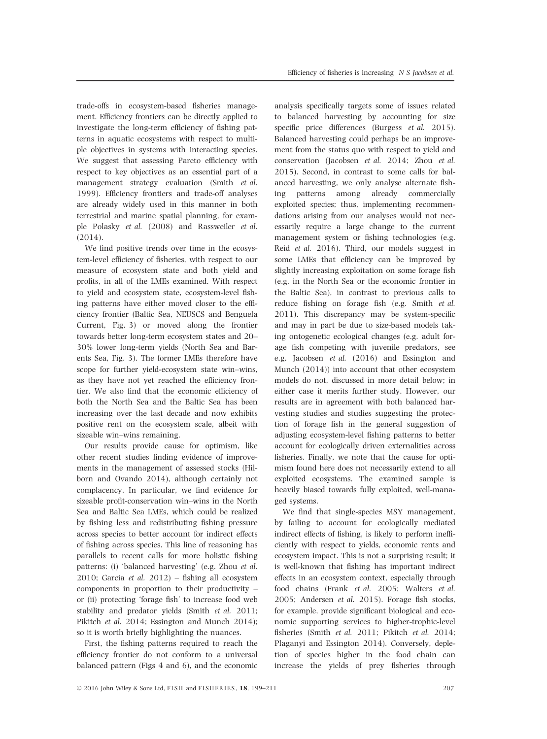trade-offs in ecosystem-based fisheries management. Efficiency frontiers can be directly applied to investigate the long-term efficiency of fishing patterns in aquatic ecosystems with respect to multiple objectives in systems with interacting species. We suggest that assessing Pareto efficiency with respect to key objectives as an essential part of a management strategy evaluation (Smith *et al.* 1999). Efficiency frontiers and trade-off analyses are already widely used in this manner in both terrestrial and marine spatial planning, for example Polasky *et al.* (2008) and Rassweiler *et al.* (2014).

We find positive trends over time in the ecosystem-level efficiency of fisheries, with respect to our measure of ecosystem state and both yield and profits, in all of the LMEs examined. With respect to yield and ecosystem state, ecosystem-level fishing patterns have either moved closer to the efficiency frontier (Baltic Sea, NEUSCS and Benguela Current, Fig. 3) or moved along the frontier towards better long-term ecosystem states and 20–30% lower long-term yields (North Sea and Barents Sea, Fig. 3). The former LMEs therefore have scope for further yield-ecosystem state win–wins, as they have not yet reached the efficiency frontier. We also find that the economic efficiency of both the North Sea and the Baltic Sea has been increasing over the last decade and now exhibits positive rent on the ecosystem scale, albeit with sizeable win–wins remaining.

Our results provide cause for optimism, like other recent studies finding evidence of improvements in the management of assessed stocks (Hilborn and Ovando 2014), although certainly not complacency. In particular, we find evidence for sizeable profit-conservation win–wins in the North Sea and Baltic Sea LMEs, which could be realized by fishing less and redistributing fishing pressure across species to better account for indirect effects of fishing across species. This line of reasoning has parallels to recent calls for more holistic fishing patterns: (i) 'balanced harvesting' (e.g. Zhou *et al.* 2010; Garcia *et al.* 2012) – fishing all ecosystem components in proportion to their productivity – or (ii) protecting 'forage fish' to increase food web stability and predator yields (Smith *et al.* 2011; Pikitch *et al.* 2014; Essington and Munch 2014); so it is worth briefly highlighting the nuances.

First, the fishing patterns required to reach the efficiency frontier do not conform to a universal balanced pattern (Figs 4 and 6), and the economic analysis specifically targets some of issues related to balanced harvesting by accounting for size specific price differences (Burgess *et al.* 2015). Balanced harvesting could perhaps be an improvement from the status quo with respect to yield and conservation (Jacobsen *et al.* 2014; Zhou *et al.* 2015). Second, in contrast to some calls for balanced harvesting, we only analyse alternate fishing patterns among already commercially exploited species; thus, implementing recommendations arising from our analyses would not necessarily require a large change to the current management system or fishing technologies (e.g. Reid *et al.* 2016). Third, our models suggest in some LMEs that efficiency can be improved by slightly increasing exploitation on some forage fish (e.g. in the North Sea or the economic frontier in the Baltic Sea), in contrast to previous calls to reduce fishing on forage fish (e.g. Smith *et al.* 2011). This discrepancy may be system-specific and may in part be due to size-based models taking ontogenetic ecological changes (e.g. adult forage fish competing with juvenile predators, see e.g. Jacobsen *et al.* (2016) and Essington and Munch (2014)) into account that other ecosystem models do not, discussed in more detail below; in either case it merits further study. However, our results are in agreement with both balanced harvesting studies and studies suggesting the protection of forage fish in the general suggestion of adjusting ecosystem-level fishing patterns to better account for ecologically driven externalities across fisheries. Finally, we note that the cause for optimism found here does not necessarily extend to all exploited ecosystems. The examined sample is heavily biased towards fully exploited, well-managed systems.

We find that single-species MSY management, by failing to account for ecologically mediated indirect effects of fishing, is likely to perform inefficiently with respect to yields, economic rents and ecosystem impact. This is not a surprising result; it is well-known that fishing has important indirect effects in an ecosystem context, especially through food chains (Frank *et al.* 2005; Walters *et al.* 2005; Andersen *et al.* 2015). Forage fish stocks, for example, provide significant biological and economic supporting services to higher-trophic-level fisheries (Smith *et al.* 2011; Pikitch *et al.* 2014; Plaganyi and Essington 2014). Conversely, depletion of species higher in the food chain can increase the yields of prey fisheries through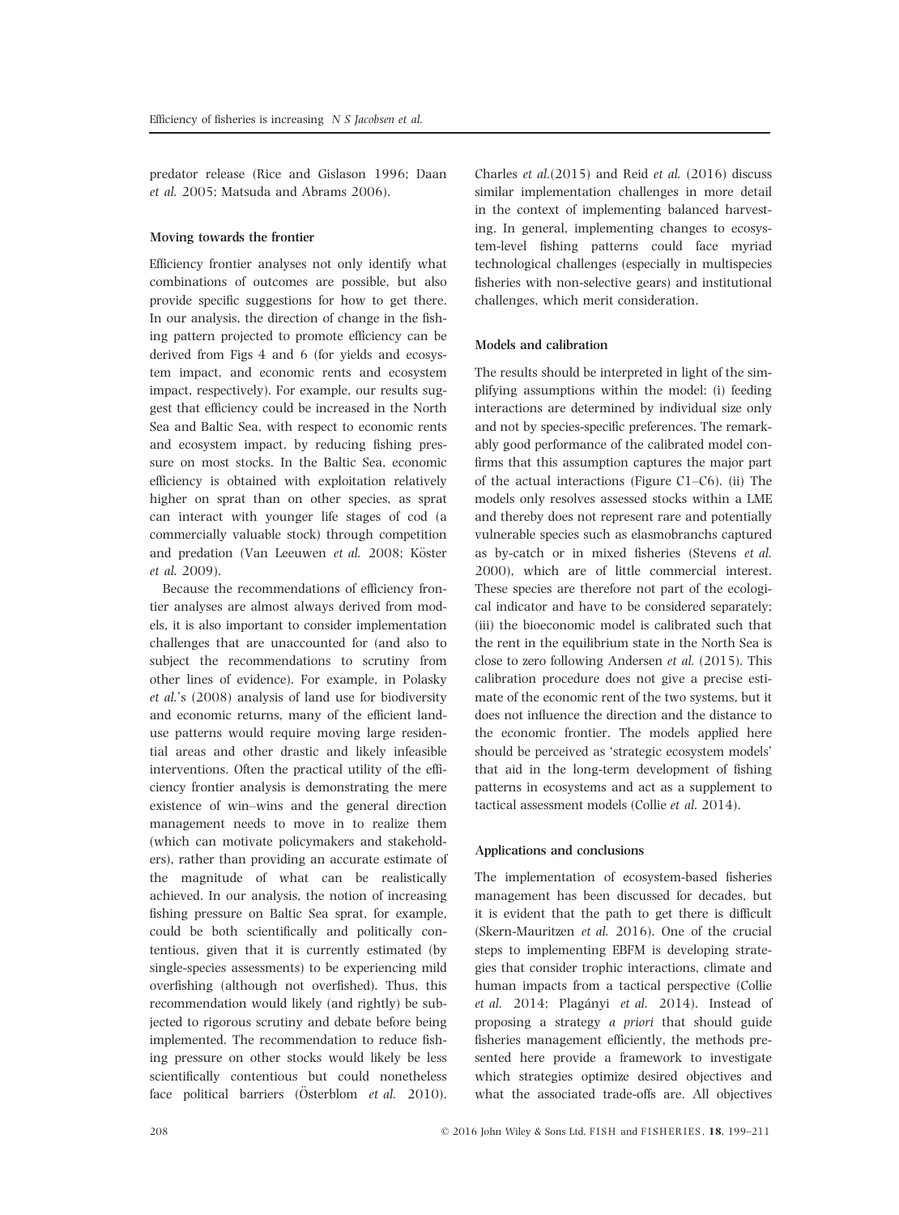predator release (Rice and Gislason 1996; Daan *et al.* 2005; Matsuda and Abrams 2006).

### Moving towards the frontier

Efficiency frontier analyses not only identify what combinations of outcomes are possible, but also provide specific suggestions for how to get there. In our analysis, the direction of change in the fishing pattern projected to promote efficiency can be derived from Figs 4 and 6 (for yields and ecosystem impact, and economic rents and ecosystem impact, respectively). For example, our results suggest that efficiency could be increased in the North Sea and Baltic Sea, with respect to economic rents and ecosystem impact, by reducing fishing pressure on most stocks. In the Baltic Sea, economic efficiency is obtained with exploitation relatively higher on sprat than on other species, as sprat can interact with younger life stages of cod (a commercially valuable stock) through competition and predation (Van Leeuwen *et al.* 2008; Köster *et al.* 2009).

Because the recommendations of efficiency frontier analyses are almost always derived from models, it is also important to consider implementation challenges that are unaccounted for (and also to subject the recommendations to scrutiny from other lines of evidence). For example, in Polasky *et al.*'s (2008) analysis of land use for biodiversity and economic returns, many of the efficient land-use patterns would require moving large residential areas and other drastic and likely infeasible interventions. Often the practical utility of the efficiency frontier analysis is demonstrating the mere existence of win–wins and the general direction management needs to move in to realize them (which can motivate policymakers and stakeholders), rather than providing an accurate estimate of the magnitude of what can be realistically achieved. In our analysis, the notion of increasing fishing pressure on Baltic Sea sprat, for example, could be both scientifically and politically contentious, given that it is currently estimated (by single-species assessments) to be experiencing mild overfishing (although not overfished). Thus, this recommendation would likely (and rightly) be subjected to rigorous scrutiny and debate before being implemented. The recommendation to reduce fishing pressure on other stocks would likely be less scientifically contentious but could nonetheless face political barriers (Österblom *et al.* 2010). Charles *et al.*(2015) and Reid *et al.* (2016) discuss similar implementation challenges in more detail in the context of implementing balanced harvesting. In general, implementing changes to ecosystem-level fishing patterns could face myriad technological challenges (especially in multispecies fisheries with non-selective gears) and institutional challenges, which merit consideration.

### Models and calibration

The results should be interpreted in light of the simplifying assumptions within the model: (i) feeding interactions are determined by individual size only and not by species-specific preferences. The remarkably good performance of the calibrated model confirms that this assumption captures the major part of the actual interactions (Figure C1–C6). (ii) The models only resolves assessed stocks within a LME and thereby does not represent rare and potentially vulnerable species such as elasmobranchs captured as by-catch or in mixed fisheries (Stevens *et al.* 2000), which are of little commercial interest. These species are therefore not part of the ecological indicator and have to be considered separately; (iii) the bioeconomic model is calibrated such that the rent in the equilibrium state in the North Sea is close to zero following Andersen *et al.* (2015). This calibration procedure does not give a precise estimate of the economic rent of the two systems, but it does not influence the direction and the distance to the economic frontier. The models applied here should be perceived as 'strategic ecosystem models' that aid in the long-term development of fishing patterns in ecosystems and act as a supplement to tactical assessment models (Collie *et al.* 2014).

### Applications and conclusions

The implementation of ecosystem-based fisheries management has been discussed for decades, but it is evident that the path to get there is difficult (Skern-Mauritzen *et al.* 2016). One of the crucial steps to implementing EBFM is developing strategies that consider trophic interactions, climate and human impacts from a tactical perspective (Collie *et al.* 2014; Plagányi *et al.* 2014). Instead of proposing a strategy *a priori* that should guide fisheries management efficiently, the methods presented here provide a framework to investigate which strategies optimize desired objectives and what the associated trade-offs are. All objectives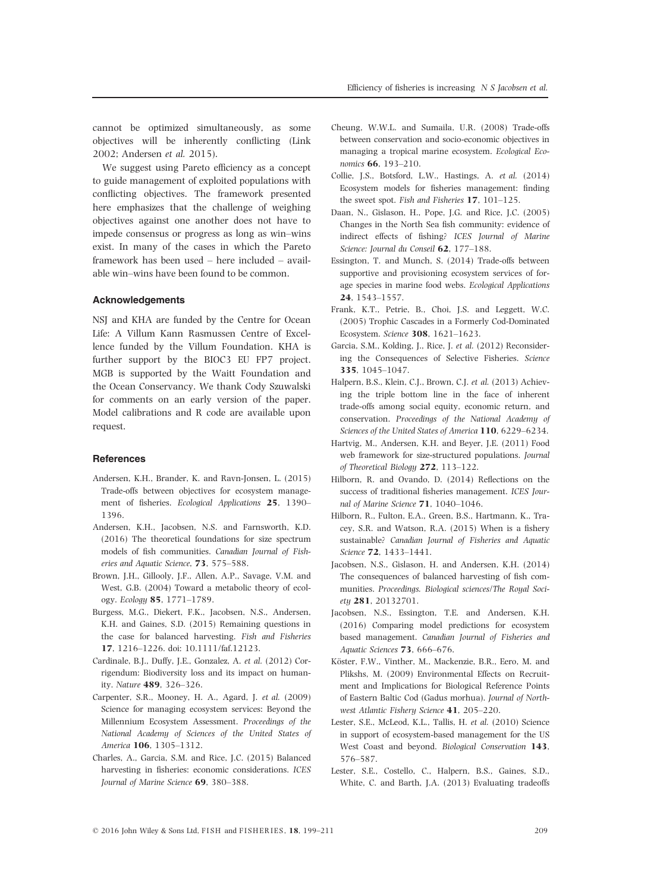cannot be optimized simultaneously, as some objectives will be inherently conflicting (Link 2002; Andersen *et al.* 2015).

We suggest using Pareto efficiency as a concept to guide management of exploited populations with conflicting objectives. The framework presented here emphasizes that the challenge of weighing objectives against one another does not have to impede consensus or progress as long as win–wins exist. In many of the cases in which the Pareto framework has been used – here included – available win–wins have been found to be common.

### Acknowledgements

NSJ and KHA are funded by the Centre for Ocean Life: A Villum Kann Rasmussen Centre of Excellence funded by the Villum Foundation. KHA is further support by the BIOC3 EU FP7 project. MGB is supported by the Waitt Foundation and the Ocean Conservancy. We thank Cody Szuwalski for comments on an early version of the paper. Model calibrations and R code are available upon request.

### References

Andersen, K.H., Brander, K. and Ravn-Jonsen, L. (2015) Trade-offs between objectives for ecosystem management of fisheries. *Ecological Applications* **25**, 1390–1396.

Andersen, K.H., Jacobsen, N.S. and Farnsworth, K.D. (2016) The theoretical foundations for size spectrum models of fish communities. *Canadian Journal of Fisheries and Aquatic Science*, **73**, 575–588.

Brown, J.H., Gillooly, J.F., Allen, A.P., Savage, V.M. and West, G.B. (2004) Toward a metabolic theory of ecology. *Ecology* **85**, 1771–1789.

Burgess, M.G., Diekert, F.K., Jacobsen, N.S., Andersen, K.H. and Gaines, S.D. (2015) Remaining questions in the case for balanced harvesting. *Fish and Fisheries* **17**, 1216–1226. doi: 10.1111/faf.12123.

Cardinale, B.J., Duffy, J.E., Gonzalez, A. *et al.* (2012) Corrigendum: Biodiversity loss and its impact on humanity. *Nature* **489**, 326–326.

Carpenter, S.R., Mooney, H. A., Agard, J. *et al.* (2009) Science for managing ecosystem services: Beyond the Millennium Ecosystem Assessment. *Proceedings of the National Academy of Sciences of the United States of America* **106**, 1305–1312.

Charles, A., Garcia, S.M. and Rice, J.C. (2015) Balanced harvesting in fisheries: economic considerations. *ICES Journal of Marine Science* **69**, 380–388.

Cheung, W.W.L. and Sumaila, U.R. (2008) Trade-offs between conservation and socio-economic objectives in managing a tropical marine ecosystem. *Ecological Economics* **66**, 193–210.

Collie, J.S., Botsford, L.W., Hastings, A. *et al.* (2014) Ecosystem models for fisheries management: finding the sweet spot. *Fish and Fisheries* **17**, 101–125.

Daan, N., Gislason, H., Pope, J.G. and Rice, J.C. (2005) Changes in the North Sea fish community: evidence of indirect effects of fishing? *ICES Journal of Marine Science: Journal du Conseil* **62**, 177–188.

Essington, T. and Munch, S. (2014) Trade-offs between supportive and provisioning ecosystem services of forage species in marine food webs. *Ecological Applications* **24**, 1543–1557.

Frank, K.T., Petrie, B., Choi, J.S. and Leggett, W.C. (2005) Trophic Cascades in a Formerly Cod-Dominated Ecosystem. *Science* **308**, 1621–1623.

Garcia, S.M., Kolding, J., Rice, J. *et al.* (2012) Reconsidering the Consequences of Selective Fisheries. *Science* **335**, 1045–1047.

Halpern, B.S., Klein, C.J., Brown, C.J. *et al.* (2013) Achieving the triple bottom line in the face of inherent trade-offs among social equity, economic return, and conservation. *Proceedings of the National Academy of Sciences of the United States of America* **110**, 6229–6234.

Hartvig, M., Andersen, K.H. and Beyer, J.E. (2011) Food web framework for size-structured populations. *Journal of Theoretical Biology* **272**, 113–122.

Hilborn, R. and Ovando, D. (2014) Reflections on the success of traditional fisheries management. *ICES Journal of Marine Science* **71**, 1040–1046.

Hilborn, R., Fulton, E.A., Green, B.S., Hartmann, K., Tracey, S.R. and Watson, R.A. (2015) When is a fishery sustainable? *Canadian Journal of Fisheries and Aquatic Science* **72**, 1433–1441.

Jacobsen, N.S., Gislason, H. and Andersen, K.H. (2014) The consequences of balanced harvesting of fish communities. *Proceedings. Biological sciences/The Royal Society* **281**, 20132701.

Jacobsen, N.S., Essington, T.E. and Andersen, K.H. (2016) Comparing model predictions for ecosystem based management. *Canadian Journal of Fisheries and Aquatic Sciences* **73**, 666–676.

Köster, F.W., Vinther, M., Mackenzie, B.R., Eero, M. and Plikshs, M. (2009) Environmental Effects on Recruitment and Implications for Biological Reference Points of Eastern Baltic Cod (Gadus morhua). *Journal of Northwest Atlantic Fishery Science* **41**, 205–220.

Lester, S.E., McLeod, K.L., Tallis, H. *et al.* (2010) Science in support of ecosystem-based management for the US West Coast and beyond. *Biological Conservation* **143**, 576–587.

Lester, S.E., Costello, C., Halpern, B.S., Gaines, S.D., White, C. and Barth, J.A. (2013) Evaluating tradeoffs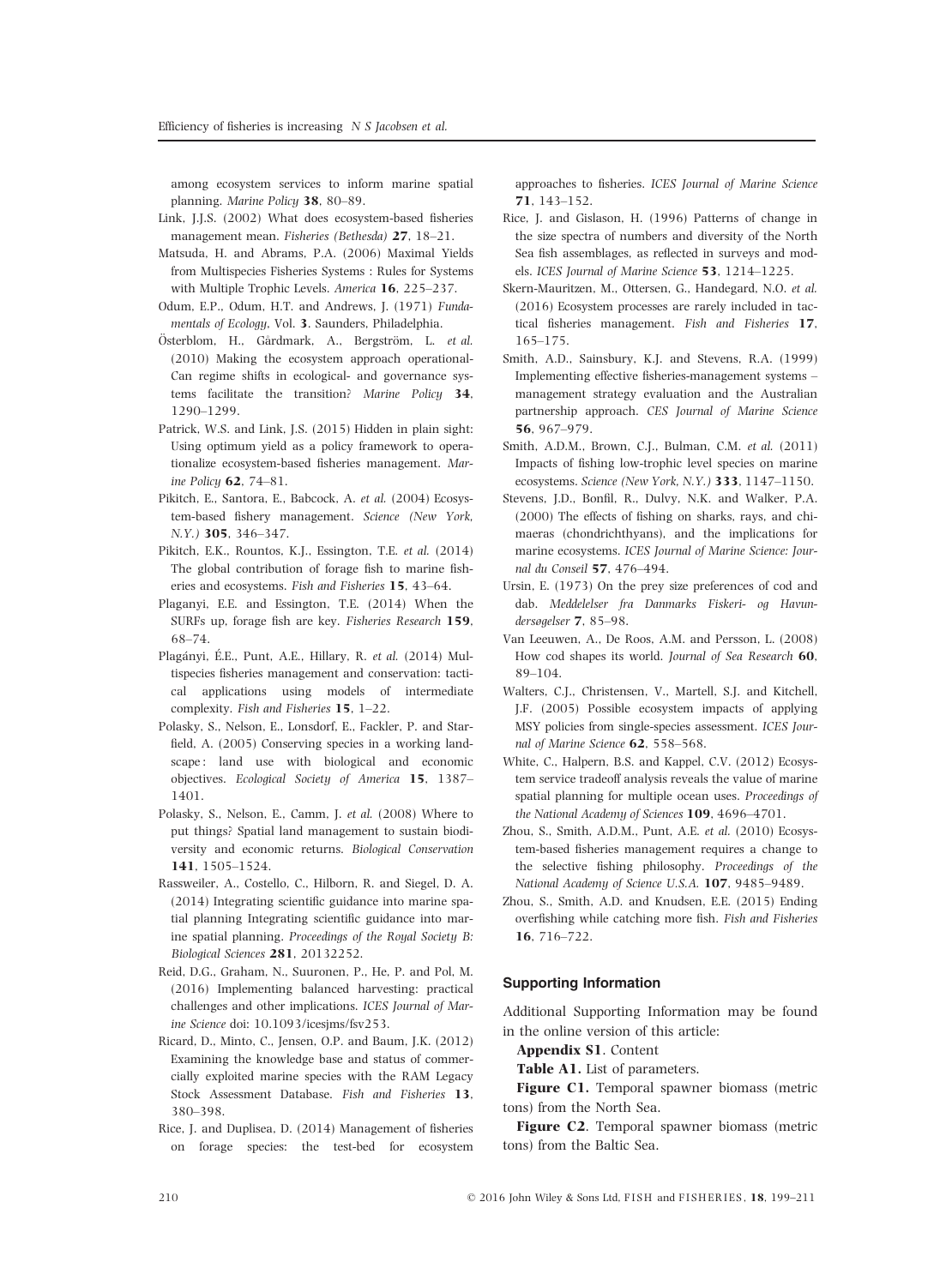among ecosystem services to inform marine spatial planning. *Marine Policy* **38**, 80–89.

Link, J.J.S. (2002) What does ecosystem-based fisheries management mean. *Fisheries (Bethesda)* **27**, 18–21.

Matsuda, H. and Abrams, P.A. (2006) Maximal Yields from Multispecies Fisheries Systems : Rules for Systems with Multiple Trophic Levels. *America* **16**, 225–237.

Odum, E.P., Odum, H.T. and Andrews, J. (1971) *Fundamentals of Ecology*, Vol. **3**. Saunders, Philadelphia.

Österblom, H., Gårdmark, A., Bergström, L. *et al.* (2010) Making the ecosystem approach operational-Can regime shifts in ecological- and governance systems facilitate the transition? *Marine Policy* **34**, 1290–1299.

Patrick, W.S. and Link, J.S. (2015) Hidden in plain sight: Using optimum yield as a policy framework to operationalize ecosystem-based fisheries management. *Marine Policy* **62**, 74–81.

Pikitch, E., Santora, E., Babcock, A. *et al.* (2004) Ecosystem-based fishery management. *Science (New York, N.Y.)* **305**, 346–347.

Pikitch, E.K., Rountos, K.J., Essington, T.E. *et al.* (2014) The global contribution of forage fish to marine fisheries and ecosystems. *Fish and Fisheries* **15**, 43–64.

Plaganyi, E.E. and Essington, T.E. (2014) When the SURFs up, forage fish are key. *Fisheries Research* **159**, 68–74.

Plagányi, É.E., Punt, A.E., Hillary, R. *et al.* (2014) Multispecies fisheries management and conservation: tactical applications using models of intermediate complexity. *Fish and Fisheries* **15**, 1–22.

Polasky, S., Nelson, E., Lonsdorf, E., Fackler, P. and Starfield, A. (2005) Conserving species in a working landscape : land use with biological and economic objectives. *Ecological Society of America* **15**, 1387–1401.

Polasky, S., Nelson, E., Camm, J. *et al.* (2008) Where to put things? Spatial land management to sustain biodiversity and economic returns. *Biological Conservation* **141**, 1505–1524.

Rassweiler, A., Costello, C., Hilborn, R. and Siegel, D. A. (2014) Integrating scientific guidance into marine spatial planning Integrating scientific guidance into marine spatial planning. *Proceedings of the Royal Society B: Biological Sciences* **281**, 20132252.

Reid, D.G., Graham, N., Suuronen, P., He, P. and Pol, M. (2016) Implementing balanced harvesting: practical challenges and other implications. *ICES Journal of Marine Science* doi: 10.1093/icesjms/fsv253.

Ricard, D., Minto, C., Jensen, O.P. and Baum, J.K. (2012) Examining the knowledge base and status of commercially exploited marine species with the RAM Legacy Stock Assessment Database. *Fish and Fisheries* **13**, 380–398.

Rice, J. and Duplisea, D. (2014) Management of fisheries on forage species: the test-bed for ecosystem approaches to fisheries. *ICES Journal of Marine Science* **71**, 143–152.

Rice, J. and Gislason, H. (1996) Patterns of change in the size spectra of numbers and diversity of the North Sea fish assemblages, as reflected in surveys and models. *ICES Journal of Marine Science* **53**, 1214–1225.

Skern-Mauritzen, M., Ottersen, G., Handegard, N.O. *et al.* (2016) Ecosystem processes are rarely included in tactical fisheries management. *Fish and Fisheries* **17**, 165–175.

Smith, A.D., Sainsbury, K.J. and Stevens, R.A. (1999) Implementing effective fisheries-management systems – management strategy evaluation and the Australian partnership approach. *CES Journal of Marine Science* **56**, 967–979.

Smith, A.D.M., Brown, C.J., Bulman, C.M. *et al.* (2011) Impacts of fishing low-trophic level species on marine ecosystems. *Science (New York, N.Y.)* **333**, 1147–1150.

Stevens, J.D., Bonfil, R., Dulvy, N.K. and Walker, P.A. (2000) The effects of fishing on sharks, rays, and chimaeras (chondrichthyans), and the implications for marine ecosystems. *ICES Journal of Marine Science: Journal du Conseil* **57**, 476–494.

Ursin, E. (1973) On the prey size preferences of cod and dab. *Meddelelser fra Danmarks Fiskeri- og Havundersøgelser* **7**, 85–98.

Van Leeuwen, A., De Roos, A.M. and Persson, L. (2008) How cod shapes its world. *Journal of Sea Research* **60**, 89–104.

Walters, C.J., Christensen, V., Martell, S.J. and Kitchell, J.F. (2005) Possible ecosystem impacts of applying MSY policies from single-species assessment. *ICES Journal of Marine Science* **62**, 558–568.

White, C., Halpern, B.S. and Kappel, C.V. (2012) Ecosystem service tradeoff analysis reveals the value of marine spatial planning for multiple ocean uses. *Proceedings of the National Academy of Sciences* **109**, 4696–4701.

Zhou, S., Smith, A.D.M., Punt, A.E. *et al.* (2010) Ecosystem-based fisheries management requires a change to the selective fishing philosophy. *Proceedings of the National Academy of Science U.S.A.* **107**, 9485–9489.

Zhou, S., Smith, A.D. and Knudsen, E.E. (2015) Ending overfishing while catching more fish. *Fish and Fisheries* **16**, 716–722.

## Supporting Information

Additional Supporting Information may be found in the online version of this article:

**Appendix S1**. Content

**Table A1.** List of parameters.

**Figure C1.** Temporal spawner biomass (metric tons) from the North Sea.

**Figure C2**. Temporal spawner biomass (metric tons) from the Baltic Sea.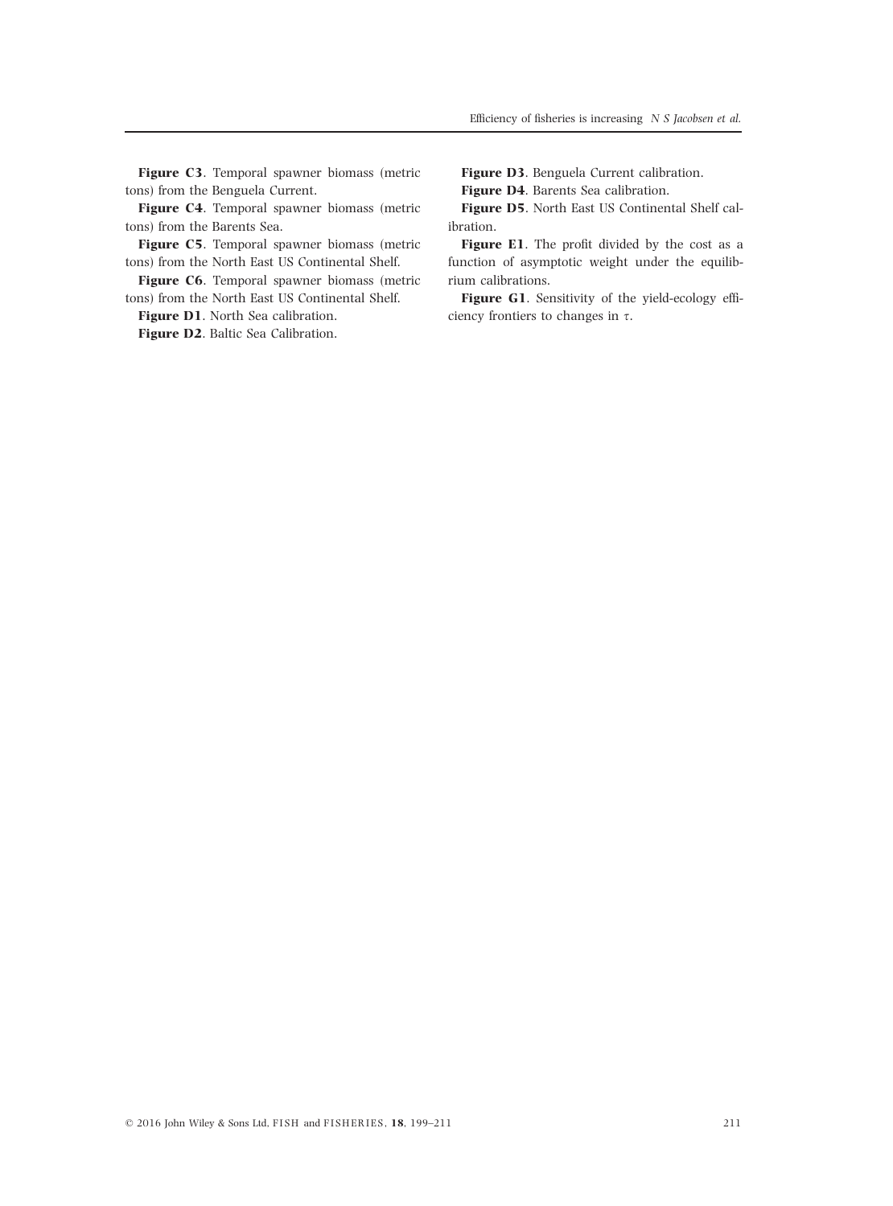**Figure C3**. Temporal spawner biomass (metric tons) from the Benguela Current.

**Figure C4**. Temporal spawner biomass (metric tons) from the Barents Sea.

**Figure C5**. Temporal spawner biomass (metric tons) from the North East US Continental Shelf.

**Figure C6**. Temporal spawner biomass (metric tons) from the North East US Continental Shelf.

**Figure D1**. North Sea calibration.

**Figure D2**. Baltic Sea Calibration.

**Figure D3**. Benguela Current calibration.

**Figure D4**. Barents Sea calibration.

**Figure D5**. North East US Continental Shelf calibration.

**Figure E1**. The profit divided by the cost as a function of asymptotic weight under the equilibrium calibrations.

**Figure G1**. Sensitivity of the yield-ecology efficiency frontiers to changes in $\tau$.